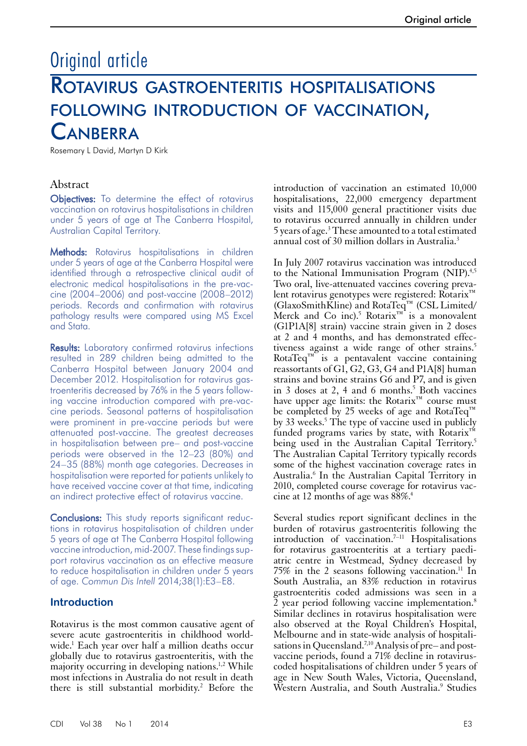# Original article

# Rotavirus gastroenteritis hospitalisations following introduction of vaccination, Canberra

Rosemary L David, Martyn D Kirk

## Abstract

**Objectives:** To determine the effect of rotavirus vaccination on rotavirus hospitalisations in children under 5 years of age at The Canberra Hospital, Australian Capital Territory.

**Methods:** Rotavirus hospitalisations in children under 5 years of age at the Canberra Hospital were identified through a retrospective clinical audit of electronic medical hospitalisations in the pre-vaccine (2004–2006) and post-vaccine (2008–2012) periods. Records and confirmation with rotavirus pathology results were compared using MS Excel and Stata.

**Results:** Laboratory confirmed rotavirus infections resulted in 289 children being admitted to the Canberra Hospital between January 2004 and December 2012. Hospitalisation for rotavirus gastroenteritis decreased by 76% in the 5 years following vaccine introduction compared with pre-vaccine periods. Seasonal patterns of hospitalisation were prominent in pre-vaccine periods but were attenuated post-vaccine. The greatest decreases in hospitalisation between pre– and post-vaccine periods were observed in the 12–23 (80%) and 24–35 (88%) month age categories. Decreases in hospitalisation were reported for patients unlikely to have received vaccine cover at that time, indicating an indirect protective effect of rotavirus vaccine.

**Conclusions:** This study reports significant reductions in rotavirus hospitalisation of children under 5 years of age at The Canberra Hospital following vaccine introduction, mid-2007. These findings support rotavirus vaccination as an effective measure to reduce hospitalisation in children under 5 years of age. *Commun Dis Intell* 2014;38(1):E3–E8.

## Introduction

Rotavirus is the most common causative agent of severe acute gastroenteritis in childhood worldwide.[1] Each year over half a million deaths occur globally due to rotavirus gastroenteritis, with the majority occurring in developing nations.[1,2] While most infections in Australia do not result in death there is still substantial morbidity.[2] Before the introduction of vaccination an estimated 10,000 hospitalisations, 22,000 emergency department visits and 115,000 general practitioner visits due to rotavirus occurred annually in children under 5 years of age.[3] These amounted to a total estimated annual cost of 30 million dollars in Australia.[3]

In July 2007 rotavirus vaccination was introduced to the National Immunisation Program (NIP).[4,5] Two oral, live-attenuated vaccines covering prevalent rotavirus genotypes were registered: Rotarix™ (GlaxoSmithKline) and RotaTeq™ (CSL Limited/Merck and Co inc).[5] Rotarix™ is a monovalent (G1P1A[8] strain) vaccine strain given in 2 doses at 2 and 4 months, and has demonstrated effectiveness against a wide range of other strains.[5] RotaTeq™ is a pentavalent vaccine containing reassortants of G1, G2, G3, G4 and P1A[8] human strains and bovine strains G6 and P7, and is given in 3 doses at 2, 4 and 6 months.[5] Both vaccines have upper age limits: the Rotarix™ course must be completed by 25 weeks of age and RotaTeq™ by 33 weeks.[5] The type of vaccine used in publicly funded programs varies by state, with Rotarix™ being used in the Australian Capital Territory.[5] The Australian Capital Territory typically records some of the highest vaccination coverage rates in Australia.[6] In the Australian Capital Territory in 2010, completed course coverage for rotavirus vaccine at 12 months of age was 88%.[4]

Several studies report significant declines in the burden of rotavirus gastroenteritis following the introduction of vaccination.[7–11] Hospitalisations for rotavirus gastroenteritis at a tertiary paediatric centre in Westmead, Sydney decreased by 75% in the 2 seasons following vaccination.[11] In South Australia, an 83% reduction in rotavirus gastroenteritis coded admissions was seen in a 2 year period following vaccine implementation.[8] Similar declines in rotavirus hospitalisation were also observed at the Royal Children's Hospital, Melbourne and in state-wide analysis of hospitalisations in Queensland.[7,10] Analysis of pre– and post-vaccine periods, found a 71% decline in rotavirus-coded hospitalisations of children under 5 years of age in New South Wales, Victoria, Queensland, Western Australia, and South Australia.[9] Studies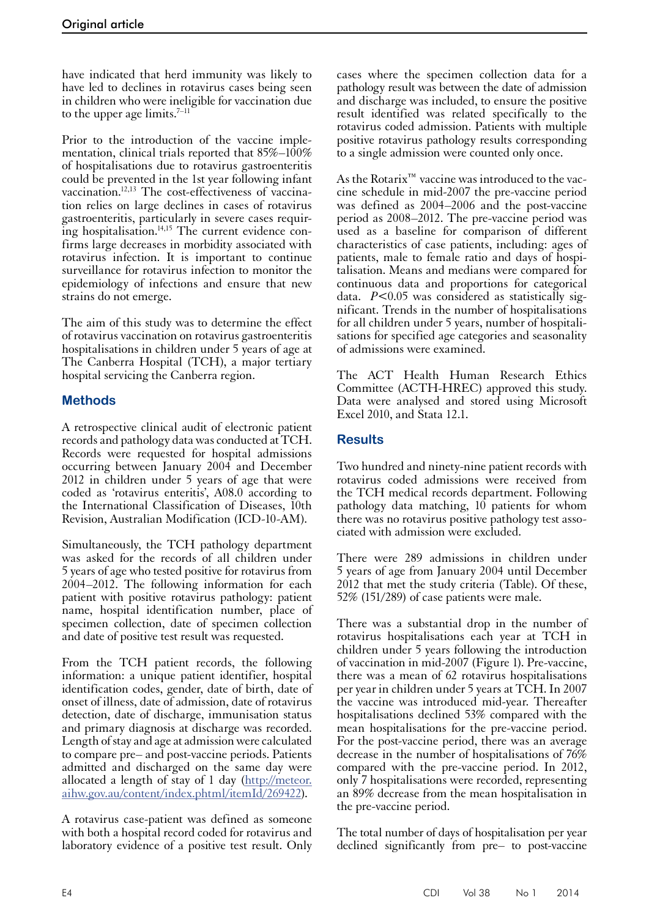have indicated that herd immunity was likely to have led to declines in rotavirus cases being seen in children who were ineligible for vaccination due to the upper age limits.[7–11]

Prior to the introduction of the vaccine implementation, clinical trials reported that 85%–100% of hospitalisations due to rotavirus gastroenteritis could be prevented in the 1st year following infant vaccination.[12,13] The cost-effectiveness of vaccination relies on large declines in cases of rotavirus gastroenteritis, particularly in severe cases requiring hospitalisation.[14,15] The current evidence confirms large decreases in morbidity associated with rotavirus infection. It is important to continue surveillance for rotavirus infection to monitor the epidemiology of infections and ensure that new strains do not emerge.

The aim of this study was to determine the effect of rotavirus vaccination on rotavirus gastroenteritis hospitalisations in children under 5 years of age at The Canberra Hospital (TCH), a major tertiary hospital servicing the Canberra region.

## Methods

A retrospective clinical audit of electronic patient records and pathology data was conducted at TCH. Records were requested for hospital admissions occurring between January 2004 and December 2012 in children under 5 years of age that were coded as 'rotavirus enteritis', A08.0 according to the International Classification of Diseases, 10th Revision, Australian Modification (ICD-10-AM).

Simultaneously, the TCH pathology department was asked for the records of all children under 5 years of age who tested positive for rotavirus from 2004–2012. The following information for each patient with positive rotavirus pathology: patient name, hospital identification number, place of specimen collection, date of specimen collection and date of positive test result was requested.

From the TCH patient records, the following information: a unique patient identifier, hospital identification codes, gender, date of birth, date of onset of illness, date of admission, date of rotavirus detection, date of discharge, immunisation status and primary diagnosis at discharge was recorded. Length of stay and age at admission were calculated to compare pre– and post-vaccine periods. Patients admitted and discharged on the same day were allocated a length of stay of 1 day (http://meteor.aihw.gov.au/content/index.phtml/itemId/269422).

A rotavirus case-patient was defined as someone with both a hospital record coded for rotavirus and laboratory evidence of a positive test result. Only cases where the specimen collection data for a pathology result was between the date of admission and discharge was included, to ensure the positive result identified was related specifically to the rotavirus coded admission. Patients with multiple positive rotavirus pathology results corresponding to a single admission were counted only once.

As the Rotarix™ vaccine was introduced to the vaccine schedule in mid-2007 the pre-vaccine period was defined as 2004–2006 and the post-vaccine period as 2008–2012. The pre-vaccine period was used as a baseline for comparison of different characteristics of case patients, including: ages of patients, male to female ratio and days of hospitalisation. Means and medians were compared for continuous data and proportions for categorical data. $P<0.05$ was considered as statistically significant. Trends in the number of hospitalisations for all children under 5 years, number of hospitalisations for specified age categories and seasonality of admissions were examined.

The ACT Health Human Research Ethics Committee (ACTH-HREC) approved this study. Data were analysed and stored using Microsoft Excel 2010, and Stata 12.1.

## Results

Two hundred and ninety-nine patient records with rotavirus coded admissions were received from the TCH medical records department. Following pathology data matching, 10 patients for whom there was no rotavirus positive pathology test associated with admission were excluded.

There were 289 admissions in children under 5 years of age from January 2004 until December 2012 that met the study criteria (Table). Of these, 52% (151/289) of case patients were male.

There was a substantial drop in the number of rotavirus hospitalisations each year at TCH in children under 5 years following the introduction of vaccination in mid-2007 (Figure 1). Pre-vaccine, there was a mean of 62 rotavirus hospitalisations per year in children under 5 years at TCH. In 2007 the vaccine was introduced mid-year. Thereafter hospitalisations declined 53% compared with the mean hospitalisations for the pre-vaccine period. For the post-vaccine period, there was an average decrease in the number of hospitalisations of 76% compared with the pre-vaccine period. In 2012, only 7 hospitalisations were recorded, representing an 89% decrease from the mean hospitalisation in the pre-vaccine period.

The total number of days of hospitalisation per year declined significantly from pre– to post-vaccine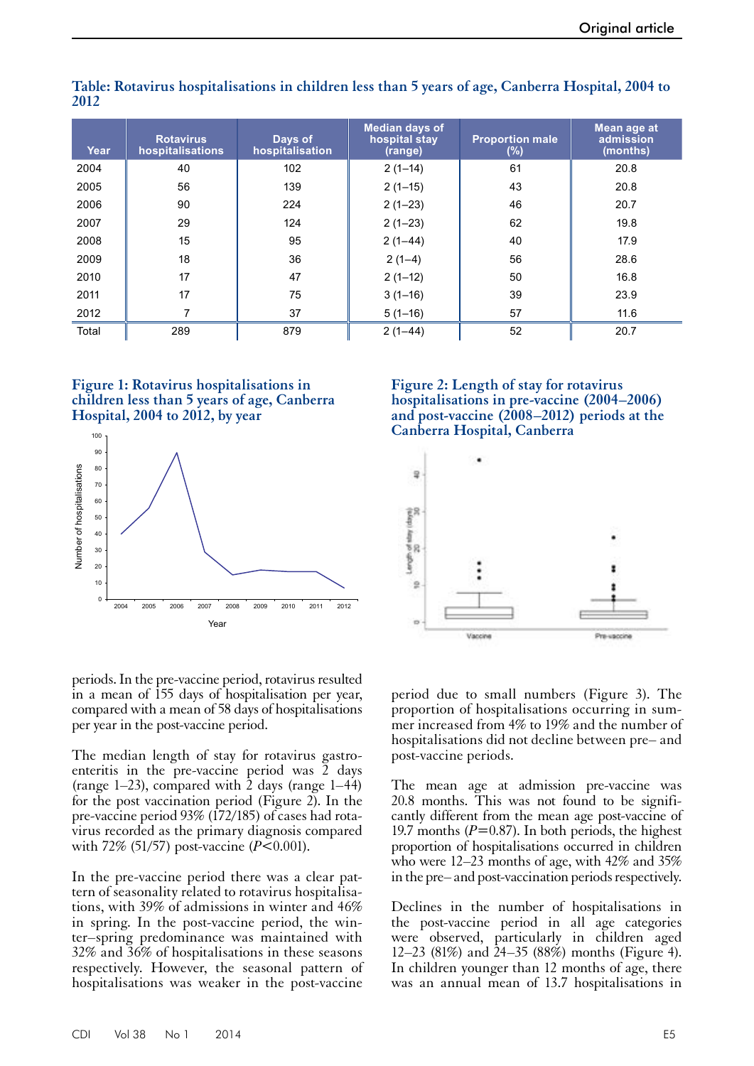**Table: Rotavirus hospitalisations in children less than 5 years of age, Canberra Hospital, 2004 to 2012**

| Year | Rotavirus hospitalisations | Days of hospitalisation | Median days of hospital stay (range) | Proportion male (%) | Mean age at admission (months) |
|---|---|---|---|---|---|
| 2004 | 40 | 102 | 2 (1–14) | 61 | 20.8 |
| 2005 | 56 | 139 | 2 (1–15) | 43 | 20.8 |
| 2006 | 90 | 224 | 2 (1–23) | 46 | 20.7 |
| 2007 | 29 | 124 | 2 (1–23) | 62 | 19.8 |
| 2008 | 15 | 95 | 2 (1–44) | 40 | 17.9 |
| 2009 | 18 | 36 | 2 (1–4) | 56 | 28.6 |
| 2010 | 17 | 47 | 2 (1–12) | 50 | 16.8 |
| 2011 | 17 | 75 | 3 (1–16) | 39 | 23.9 |
| 2012 | 7 | 37 | 5 (1–16) | 57 | 11.6 |
| Total | 289 | 879 | 2 (1–44) | 52 | 20.7 |

**Figure 1: Rotavirus hospitalisations in children less than 5 years of age, Canberra Hospital, 2004 to 2012, by year**

**Figure 2: Length of stay for rotavirus hospitalisations in pre-vaccine (2004–2006) and post-vaccine (2008–2012) periods at the Canberra Hospital, Canberra**

periods. In the pre-vaccine period, rotavirus resulted in a mean of 155 days of hospitalisation per year, compared with a mean of 58 days of hospitalisations per year in the post-vaccine period.

The median length of stay for rotavirus gastroenteritis in the pre-vaccine period was 2 days (range 1–23), compared with 2 days (range 1–44) for the post vaccination period (Figure 2). In the pre-vaccine period 93% (172/185) of cases had rotavirus recorded as the primary diagnosis compared with 72% (51/57) post-vaccine ($P<0.001$).

In the pre-vaccine period there was a clear pattern of seasonality related to rotavirus hospitalisations, with 39% of admissions in winter and 46% in spring. In the post-vaccine period, the winter–spring predominance was maintained with 32% and 36% of hospitalisations in these seasons respectively. However, the seasonal pattern of hospitalisations was weaker in the post-vaccine period due to small numbers (Figure 3). The proportion of hospitalisations occurring in summer increased from 4% to 19% and the number of hospitalisations did not decline between pre– and post-vaccine periods.

The mean age at admission pre-vaccine was 20.8 months. This was not found to be significantly different from the mean age post-vaccine of 19.7 months ($P=0.87$). In both periods, the highest proportion of hospitalisations occurred in children who were 12–23 months of age, with 42% and 35% in the pre– and post-vaccination periods respectively.

Declines in the number of hospitalisations in the post-vaccine period in all age categories were observed, particularly in children aged 12–23 (81%) and 24–35 (88%) months (Figure 4). In children younger than 12 months of age, there was an annual mean of 13.7 hospitalisations in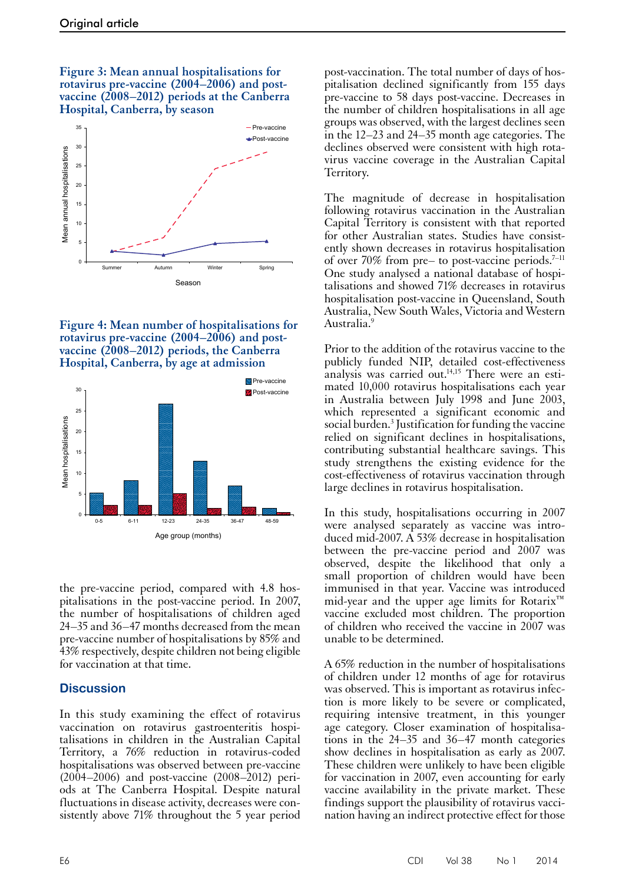**Figure 3: Mean annual hospitalisations for rotavirus pre-vaccine (2004–2006) and post-vaccine (2008–2012) periods at the Canberra Hospital, Canberra, by season**

**Figure 4: Mean number of hospitalisations for rotavirus pre-vaccine (2004–2006) and post-vaccine (2008–2012) periods, the Canberra Hospital, Canberra, by age at admission**

the pre-vaccine period, compared with 4.8 hospitalisations in the post-vaccine period. In 2007, the number of hospitalisations for children aged 24–35 and 36–47 months decreased from the mean pre-vaccine number of hospitalisations by 85% and 43% respectively, despite children not being eligible for vaccination at that time.

## Discussion

In this study examining the effect of rotavirus vaccination on rotavirus gastroenteritis hospitalisations in children in the Australian Capital Territory, a 76% reduction in rotavirus-coded hospitalisations was observed between pre-vaccine (2004–2006) and post-vaccine (2008–2012) periods at The Canberra Hospital. Despite natural fluctuations in disease activity, decreases were consistently above 71% throughout the 5 year period post-vaccination. The total number of days of hospitalisation declined significantly from 155 days pre-vaccine to 58 days post-vaccine. Decreases in the number of children hospitalisations in all age groups was observed, with the largest declines seen in the 12–23 and 24–35 month age categories. The declines observed were consistent with high rotavirus vaccine coverage in the Australian Capital Territory.

The magnitude of decrease in hospitalisation following rotavirus vaccination in the Australian Capital Territory is consistent with that reported for other Australian states. Studies have consistently shown decreases in rotavirus hospitalisation of over 70% from pre– to post-vaccine periods.[7–11] One study analysed a national database of hospitalisations and showed 71% decreases in rotavirus hospitalisation post-vaccine in Queensland, South Australia, New South Wales, Victoria and Western Australia.[9]

Prior to the addition of the rotavirus vaccine to the publicly funded NIP, detailed cost-effectiveness analysis was carried out.[14,15] There were an estimated 10,000 rotavirus hospitalisations each year in Australia between July 1998 and June 2003, which represented a significant economic and social burden.[3] Justification for funding the vaccine relied on significant declines in hospitalisations, contributing substantial healthcare savings. This study strengthens the existing evidence for the cost-effectiveness of rotavirus vaccination through large declines in rotavirus hospitalisation.

In this study, hospitalisations occurring in 2007 were analysed separately as vaccine was introduced mid-2007. A 53% decrease in hospitalisation between the pre-vaccine period and 2007 was observed, despite the likelihood that only a small proportion of children would have been immunised in that year. Vaccine was introduced mid-year and the upper age limits for Rotarix™ vaccine excluded most children. The proportion of children who received the vaccine in 2007 was unable to be determined.

A 65% reduction in the number of hospitalisations of children under 12 months of age for rotavirus was observed. This is important as rotavirus infection is more likely to be severe or complicated, requiring intensive treatment, in this younger age category. Closer examination of hospitalisations in the 24–35 and 36–47 month categories show declines in hospitalisation as early as 2007. These children were unlikely to have been eligible for vaccination in 2007, even accounting for early vaccine availability in the private market. These findings support the plausibility of rotavirus vaccination having an indirect protective effect for those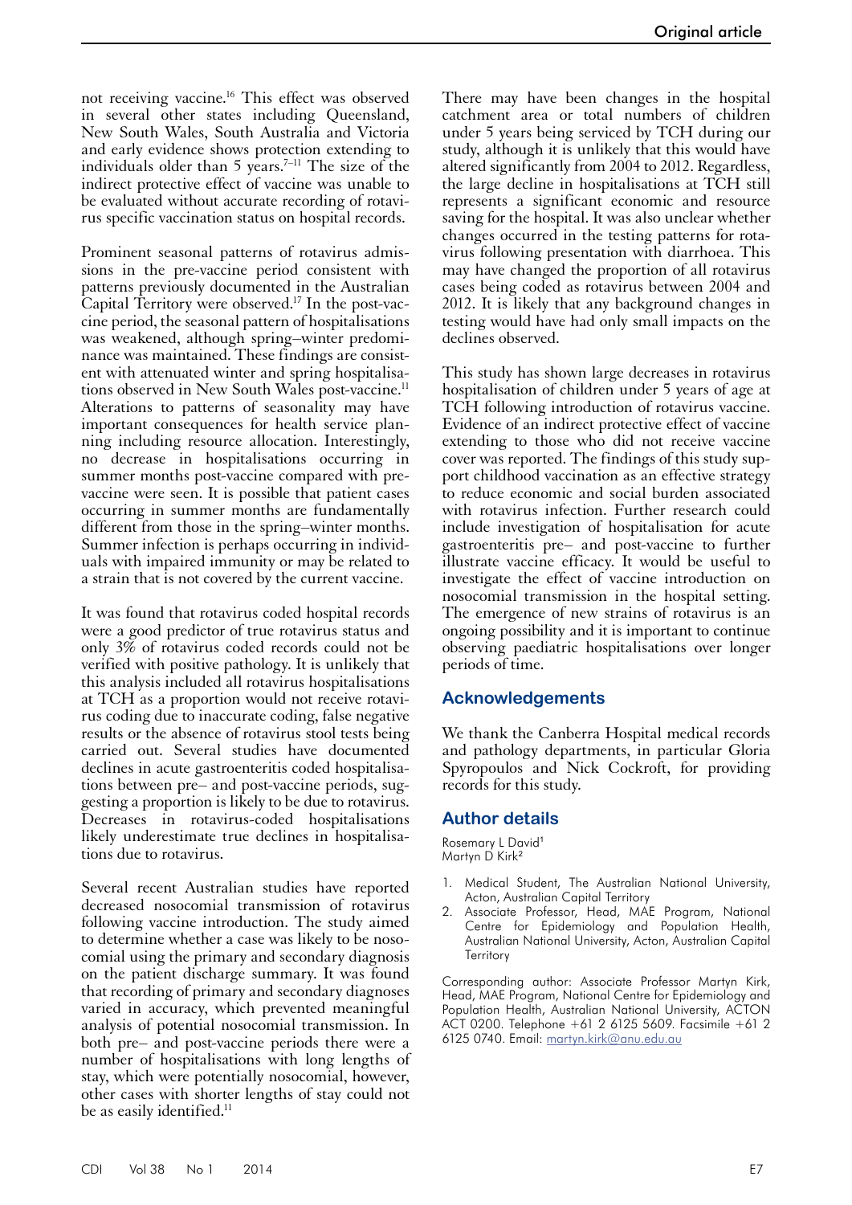not receiving vaccine.[16] This effect was observed in several other states including Queensland, New South Wales, South Australia and Victoria and early evidence shows protection extending to individuals older than 5 years.[7–11] The size of the indirect protective effect of vaccine was unable to be evaluated without accurate recording of rotavirus specific vaccination status on hospital records.

Prominent seasonal patterns of rotavirus admissions in the pre-vaccine period consistent with patterns previously documented in the Australian Capital Territory were observed.[17] In the post-vaccine period, the seasonal pattern of hospitalisations was weakened, although spring–winter predominance was maintained. These findings are consistent with attenuated winter and spring hospitalisations observed in New South Wales post-vaccine.[11] Alterations to patterns of seasonality may have important consequences for health service planning including resource allocation. Interestingly, no decrease in hospitalisations occurring in summer months post-vaccine compared with pre-vaccine were seen. It is possible that patient cases occurring in summer months are fundamentally different from those in the spring–winter months. Summer infection is perhaps occurring in individuals with impaired immunity or may be related to a strain that is not covered by the current vaccine.

It was found that rotavirus coded hospital records were a good predictor of true rotavirus status and only 3% of rotavirus coded records could not be verified with positive pathology. It is unlikely that this analysis included all rotavirus hospitalisations at TCH as a proportion would not receive rotavirus coding due to inaccurate coding, false negative results or the absence of rotavirus stool tests being carried out. Several studies have documented declines in acute gastroenteritis coded hospitalisations between pre– and post-vaccine periods, suggesting a proportion is likely to be due to rotavirus. Decreases in rotavirus-coded hospitalisations likely underestimate true declines in hospitalisations due to rotavirus.

Several recent Australian studies have reported decreased nosocomial transmission of rotavirus following vaccine introduction. The study aimed to determine whether a case was likely to be nosocomial using the primary and secondary diagnosis on the patient discharge summary. It was found that recording of primary and secondary diagnoses varied in accuracy, which prevented meaningful analysis of potential nosocomial transmission. In both pre– and post-vaccine periods there were a number of hospitalisations with long lengths of stay, which were potentially nosocomial, however, other cases with shorter lengths of stay could not be as easily identified.[11]

There may have been changes in the hospital catchment area or total numbers of children under 5 years being serviced by TCH during our study, although it is unlikely that this would have altered significantly from 2004 to 2012. Regardless, the large decline in hospitalisations at TCH still represents a significant economic and resource saving for the hospital. It was also unclear whether changes occurred in the testing patterns for rotavirus following presentation with diarrhoea. This may have changed the proportion of all rotavirus cases being coded as rotavirus between 2004 and 2012. It is likely that any background changes in testing would have had only small impacts on the declines observed.

This study has shown large decreases in rotavirus hospitalisation of children under 5 years of age at TCH following introduction of rotavirus vaccine. Evidence of an indirect protective effect of vaccine extending to those who did not receive vaccine cover was reported. The findings of this study support childhood vaccination as an effective strategy to reduce economic and social burden associated with rotavirus infection. Further research could include investigation of hospitalisation for acute gastroenteritis pre– and post-vaccine to further illustrate vaccine efficacy. It would be useful to investigate the effect of vaccine introduction on nosocomial transmission in the hospital setting. The emergence of new strains of rotavirus is an ongoing possibility and it is important to continue observing paediatric hospitalisations over longer periods of time.

## Acknowledgements

We thank the Canberra Hospital medical records and pathology departments, in particular Gloria Spyropoulos and Nick Cockroft, for providing records for this study.

## Author details

Rosemary L David[1]
Martyn D Kirk[2]

1. Medical Student, The Australian National University, Acton, Australian Capital Territory
2. Associate Professor, Head, MAE Program, National Centre for Epidemiology and Population Health, Australian National University, Acton, Australian Capital Territory

Corresponding author: Associate Professor Martyn Kirk, Head, MAE Program, National Centre for Epidemiology and Population Health, Australian National University, ACTON ACT 0200. Telephone +61 2 6125 5609. Facsimile +61 2 6125 0740. Email: martyn.kirk@anu.edu.au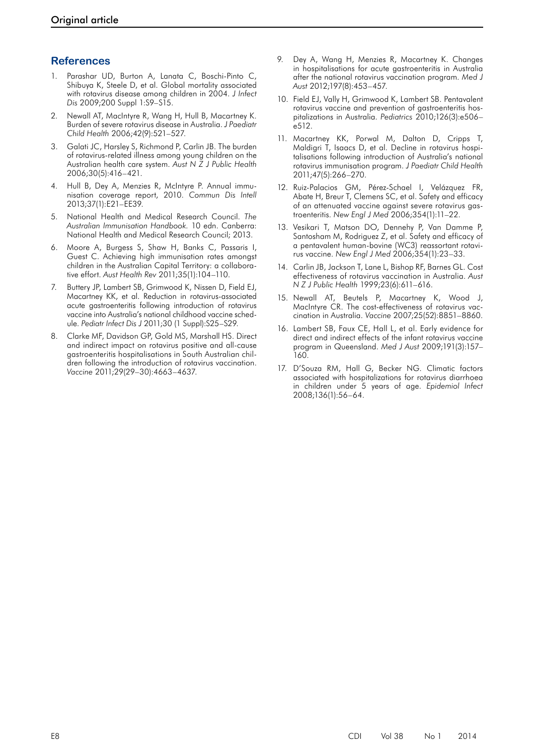## References

1. Parashar UD, Burton A, Lanata C, Boschi-Pinto C, Shibuya K, Steele D, et al. Global mortality associated with rotavirus disease among children in 2004. *J Infect Dis* 2009;200 Suppl 1:S9–S15.
2. Newall AT, MacIntyre R, Wang H, Hull B, Macartney K. Burden of severe rotavirus disease in Australia. *J Paediatr Child Health* 2006;42(9):521–527.
3. Galati JC, Harsley S, Richmond P, Carlin JB. The burden of rotavirus-related illness among young children on the Australian health care system. *Aust N Z J Public Health* 2006;30(5):416–421.
4. Hull B, Dey A, Menzies R, McIntyre P. Annual immunisation coverage report, 2010. *Commun Dis Intell* 2013;37(1):E21–EE39.
5. National Health and Medical Research Council. *The Australian Immunisation Handbook.* 10 edn. Canberra: National Health and Medical Research Council; 2013.
6. Moore A, Burgess S, Shaw H, Banks C, Passaris I, Guest C. Achieving high immunisation rates amongst children in the Australian Capital Territory: a collaborative effort. *Aust Health Rev* 2011;35(1):104–110.
7. Buttery JP, Lambert SB, Grimwood K, Nissen D, Field EJ, Macartney KK, et al. Reduction in rotavirus-associated acute gastroenteritis following introduction of rotavirus vaccine into Australia's national childhood vaccine schedule. *Pediatr Infect Dis J* 2011;30 (1 Suppl):S25–S29.
8. Clarke MF, Davidson GP, Gold MS, Marshall HS. Direct and indirect impact on rotavirus positive and all-cause gastroenteritis hospitalisations in South Australian children following the introduction of rotavirus vaccination. *Vaccine* 2011;29(29–30):4663–4637.
9. Dey A, Wang H, Menzies R, Macartney K. Changes in hospitalisations for acute gastroenteritis in Australia after the national rotavirus vaccination program. *Med J Aust* 2012;197(8):453–457.
10. Field EJ, Vally H, Grimwood K, Lambert SB. Pentavalent rotavirus vaccine and prevention of gastroenteritis hospitalizations in Australia. *Pediatrics* 2010;126(3):e506–e512.
11. Macartney KK, Porwal M, Dalton D, Cripps T, Maldigri T, Isaacs D, et al. Decline in rotavirus hospitalisations following introduction of Australia's national rotavirus immunisation program. *J Paediatr Child Health* 2011;47(5):266–270.
12. Ruiz-Palacios GM, Pérez-Schael I, Velázquez FR, Abate H, Breur T, Clemens SC, et al. Safety and efficacy of an attenuated vaccine against severe rotavirus gastroenteritis. *New Engl J Med* 2006;354(1):11–22.
13. Vesikari T, Matson DO, Dennehy P, Van Damme P, Santosham M, Rodriguez Z, et al. Safety and efficacy of a pentavalent human-bovine (WC3) reassortant rotavirus vaccine. *New Engl J Med* 2006;354(1):23–33.
14. Carlin JB, Jackson T, Lane L, Bishop RF, Barnes GL. Cost effectiveness of rotavirus vaccination in Australia. *Aust N Z J Public Health* 1999;23(6):611–616.
15. Newall AT, Beutels P, Macartney K, Wood J, MacIntyre CR. The cost-effectiveness of rotavirus vaccination in Australia. *Vaccine* 2007;25(52):8851–8860.
16. Lambert SB, Faux CE, Hall L, et al. Early evidence for direct and indirect effects of the infant rotavirus vaccine program in Queensland. *Med J Aust* 2009;191(3):157–160.
17. D'Souza RM, Hall G, Becker NG. Climatic factors associated with hospitalizations for rotavirus diarrhoea in children under 5 years of age. *Epidemiol Infect* 2008;136(1):56–64.